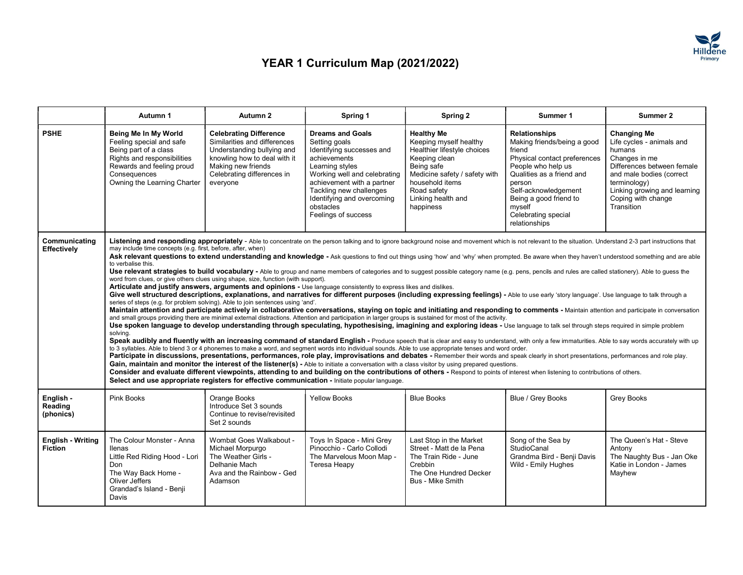# YEAR 1 Curriculum Map (2021/2022)

Hilldene Primary

| | Autumn 1 | Autumn 2 | Spring 1 | Spring 2 | Summer 1 | Summer 2 |
|---|---|---|---|---|---|---|
| **PSHE** | **Being Me In My World**<br>Feeling special and safe<br>Being part of a class<br>Rights and responsibilities<br>Rewards and feeling proud<br>Consequences<br>Owning the Learning Charter | **Celebrating Difference**<br>Similarities and differences<br>Understanding bullying and knowling how to deal with it<br>Making new friends<br>Celebrating differences in everyone | **Dreams and Goals**<br>Setting goals<br>Identifying successes and achievements<br>Learning styles<br>Working well and celebrating achievement with a partner<br>Tackling new challenges<br>Identifying and overcoming obstacles<br>Feelings of success | **Healthy Me**<br>Keeping myself healthy<br>Healthier lifestyle choices<br>Keeping clean<br>Being safe<br>Medicine safety / safety with household items<br>Road safety<br>Linking health and happiness | **Relationships**<br>Making friends/being a good friend<br>Physical contact preferences<br>People who help us<br>Qualities as a friend and person<br>Self-acknowledgement<br>Being a good friend to myself<br>Celebrating special relationships | **Changing Me**<br>Life cycles - animals and humans<br>Changes in me<br>Differences between female and male bodies (correct terminology)<br>Linking growing and learning<br>Coping with change<br>Transition |
| **Communicating Effectively** | **Listening and responding appropriately** - Able to concentrate on the person talking and to ignore background noise and movement which is not relevant to the situation. Understand 2-3 part instructions that may include time concepts (e.g. first, before, after, when)<br>**Ask relevant questions to extend understanding and knowledge -** Ask questions to find out things using 'how' and 'why' when prompted. Be aware when they haven't understood something and are able to verbalise this.<br>**Use relevant strategies to build vocabulary -** Able to group and name members of categories and to suggest possible category name (e.g. pens, pencils and rules are called stationery). Able to guess the word from clues, or give others clues using shape, size, function (with support).<br>**Articulate and justify answers, arguments and opinions -** Use language consistently to express likes and dislikes.<br>**Give well structured descriptions, explanations, and narratives for different purposes (including expressing feelings) -** Able to use early 'story language'. Use language to talk through a series of steps (e.g. for problem solving). Able to join sentences using 'and'.<br>**Maintain attention and participate actively in collaborative conversations, staying on topic and initiating and responding to comments -** Maintain attention and participate in conversation and small groups providing there are minimal external distractions. Attention and participation in larger groups is sustained for most of the activity.<br>**Use spoken language to develop understanding through speculating, hypothesising, imagining and exploring ideas -** Use language to talk sel through steps required in simple problem solving.<br>**Speak audibly and fluently with an increasing command of standard English -** Produce speech that is clear and easy to understand, with only a few immaturities. Able to say words accurately with up to 3 syllables. Able to blend 3 or 4 phonemes to make a word, and segment words into individual sounds. Able to use appropriate tenses and word order.<br>**Participate in discussions, presentations, performances, role play, improvisations and debates -** Remember their words and speak clearly in short presentations, performances and role play.<br>**Gain, maintain and monitor the interest of the listener(s) -** Able to initiate a conversation with a class visitor by using prepared questions.<br>**Consider and evaluate different viewpoints, attending to and building on the contributions of others -** Respond to points of interest when listening to contributions of others.<br>**Select and use appropriate registers for effective communication -** Initiate popular language. | | | | | |
| **English - Reading (phonics)** | Pink Books | Orange Books<br>Introduce Set 3 sounds<br>Continue to revise/revisited Set 2 sounds | Yellow Books | Blue Books | Blue / Grey Books | Grey Books |
| **English - Writing Fiction** | The Colour Monster - Anna Ilenas<br>Little Red Riding Hood - Lori Don<br>The Way Back Home - Oliver Jeffers<br>Grandad's Island - Benji Davis | Wombat Goes Walkabout - Michael Morpurgo<br>The Weather Girls - Delhanie Mach<br>Ava and the Rainbow - Ged Adamson | Toys In Space - Mini Grey<br>Pinocchio - Carlo Collodi<br>The Marvelous Moon Map - Teresa Heapy | Last Stop in the Market Street - Matt de la Pena<br>The Train Ride - June Crebbin<br>The One Hundred Decker Bus - Mike Smith | Song of the Sea by StudioCanal<br>Grandma Bird - Benji Davis<br>Wild - Emily Hughes | The Queen's Hat - Steve Antony<br>The Naughty Bus - Jan Oke<br>Katie in London - James Mayhew |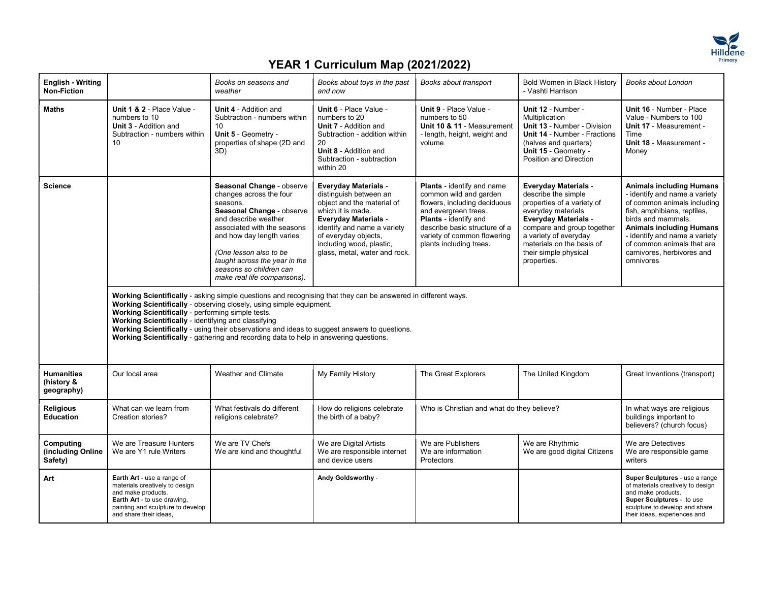# YEAR 1 Curriculum Map (2021/2022)

| | | | | | | |
|---|---|---|---|---|---|---|
| **English - Writing Non-Fiction** | | *Books on seasons and weather* | *Books about toys in the past and now* | *Books about transport* | Bold Women in Black History - Vashti Harrison | *Books about London* |
| **Maths** | **Unit 1 & 2** - Place Value - numbers to 10<br>**Unit 3** - Addition and Subtraction - numbers within 10 | **Unit 4** - Addition and Subtraction - numbers within 10<br>**Unit 5** - Geometry - properties of shape (2D and 3D) | **Unit 6** - Place Value - numbers to 20<br>**Unit 7** - Addition and Subtraction - addition within 20<br>**Unit 8** - Addition and Subtraction - subtraction within 20 | **Unit 9** - Place Value - numbers to 50<br>**Unit 10 & 11** - Measurement - length, height, weight and volume | **Unit 12** - Number - Multiplication<br>**Unit 13** - Number - Division<br>**Unit 14** - Number - Fractions (halves and quarters)<br>**Unit 15** - Geometry - Position and Direction | **Unit 16** - Number - Place Value - Numbers to 100<br>**Unit 17** - Measurement - Time<br>**Unit 18** - Measurement - Money |
| **Science** | | **Seasonal Change** - observe changes across the four seasons.<br>**Seasonal Change** - observe and describe weather associated with the seasons and how day length varies<br><br>*(One lesson also to be taught across the year in the seasons so children can make real life comparisons).* | **Everyday Materials** - distinguish between an object and the material of which it is made.<br>**Everyday Materials** - identify and name a variety of everyday objects, including wood, plastic, glass, metal, water and rock. | **Plants** - identify and name common wild and garden flowers, including deciduous and evergreen trees.<br>**Plants** - identify and describe basic structure of a variety of common flowering plants including trees. | **Everyday Materials** - describe the simple properties of a variety of everyday materials<br>**Everyday Materials** - compare and group together a variety of everyday materials on the basis of their simple physical properties. | **Animals including Humans** - identify and name a variety of common animals including fish, amphibians, reptiles, birds and mammals.<br>**Animals including Humans** - identify and name a variety of common animals that are carnivores, herbivores and omnivores |
| | **Working Scientifically** - asking simple questions and recognising that they can be answered in different ways.<br>**Working Scientifically** - observing closely, using simple equipment.<br>**Working Scientifically** - performing simple tests.<br>**Working Scientifically** - identifying and classifying<br>**Working Scientifically** - using their observations and ideas to suggest answers to questions.<br>**Working Scientifically** - gathering and recording data to help in answering questions. | | | | | |
| **Humanities (history & geography)** | Our local area | Weather and Climate | My Family History | The Great Explorers | The United Kingdom | Great Inventions (transport) |
| **Religious Education** | What can we learn from Creation stories? | What festivals do different religions celebrate? | How do religions celebrate the birth of a baby? | Who is Christian and what do they believe? | | In what ways are religious buildings important to believers? (church focus) |
| **Computing (including Online Safety)** | We are Treasure Hunters<br>We are Y1 rule Writers | We are TV Chefs<br>We are kind and thoughtful | We are Digital Artists<br>We are responsible internet and device users | We are Publishers<br>We are information Protectors | We are Rhythmic<br>We are good digital Citizens | We are Detectives<br>We are responsible game writers |
| **Art** | **Earth Art** - use a range of materials creatively to design and make products.<br>**Earth Art** - to use drawing, painting and sculpture to develop and share their ideas, | | **Andy Goldsworthy** - | | | **Super Sculptures** - use a range of materials creatively to design and make products.<br>**Super Sculptures** - to use sculpture to develop and share their ideas, experiences and |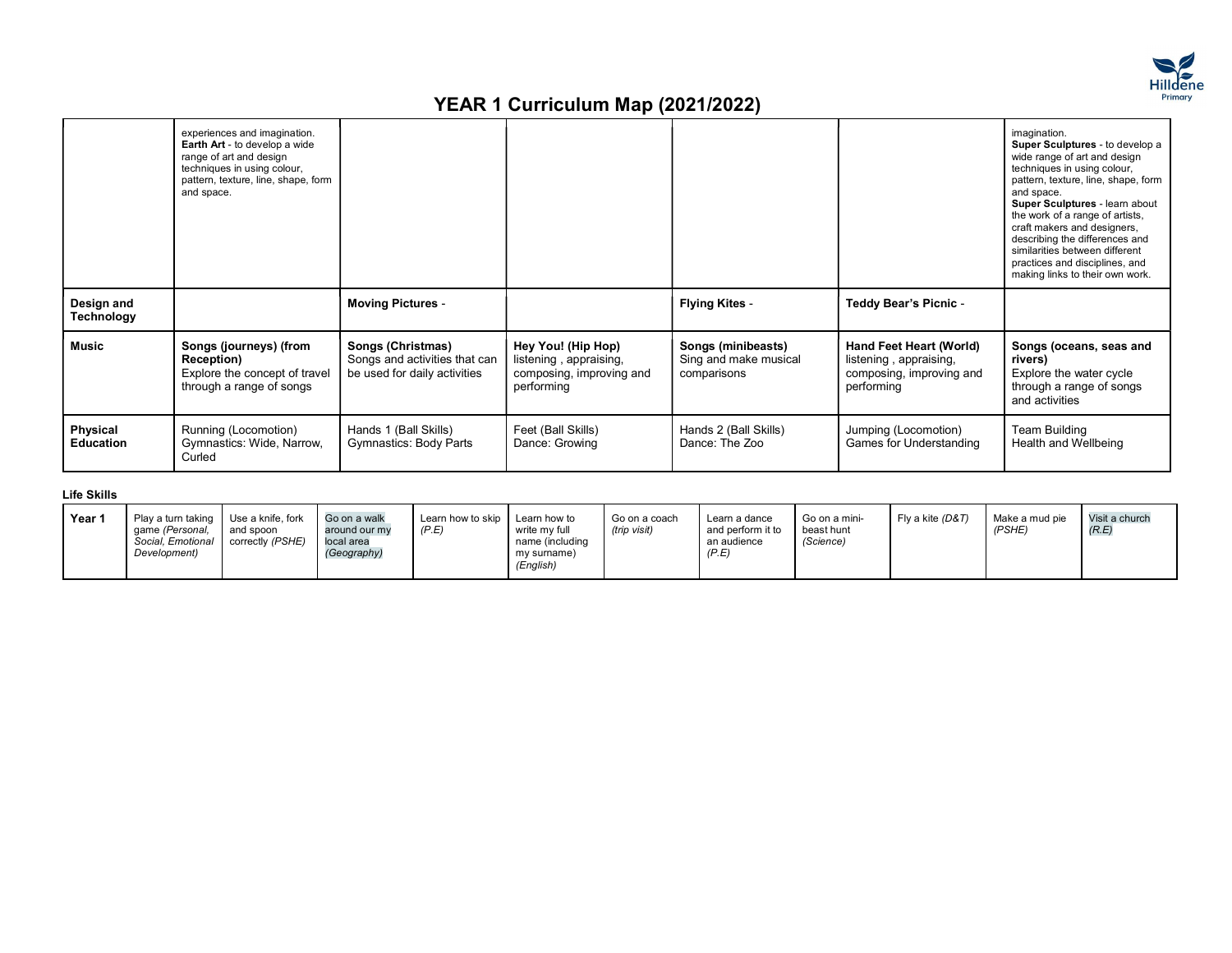# YEAR 1 Curriculum Map (2021/2022)

| | | | | | | |
|---|---|---|---|---|---|---|
| | experiences and imagination. **Earth Art** - to develop a wide range of art and design techniques in using colour, pattern, texture, line, shape, form and space. | | | | | imagination. **Super Sculptures** - to develop a wide range of art and design techniques in using colour, pattern, texture, line, shape, form and space. **Super Sculptures** - learn about the work of a range of artists, craft makers and designers, describing the differences and similarities between different practices and disciplines, and making links to their own work. |
| **Design and Technology** | | **Moving Pictures** - | | **Flying Kites** - | **Teddy Bear's Picnic** - | |
| **Music** | **Songs (journeys) (from Reception)** Explore the concept of travel through a range of songs | **Songs (Christmas)** Songs and activities that can be used for daily activities | **Hey You! (Hip Hop)** listening , appraising, composing, improving and performing | **Songs (minibeasts)** Sing and make musical comparisons | **Hand Feet Heart (World)** listening , appraising, composing, improving and performing | **Songs (oceans, seas and rivers)** Explore the water cycle through a range of songs and activities |
| **Physical Education** | Running (Locomotion) Gymnastics: Wide, Narrow, Curled | Hands 1 (Ball Skills) Gymnastics: Body Parts | Feet (Ball Skills) Dance: Growing | Hands 2 (Ball Skills) Dance: The Zoo | Jumping (Locomotion) Games for Understanding | Team Building Health and Wellbeing |

**Life Skills**

| | | | | | | | | | | | |
|---|---|---|---|---|---|---|---|---|---|---|---|
| **Year 1** | Play a turn taking game *(Personal, Social, Emotional Development)* | Use a knife, fork and spoon correctly *(PSHE)* | Go on a walk around our my local area *(Geography)* | Learn how to skip *(P.E)* | Learn how to write my full name (including my surname) *(English)* | Go on a coach *(trip visit)* | Learn a dance and perform it to an audience *(P.E)* | Go on a mini-beast hunt *(Science)* | Fly a kite *(D&T)* | Make a mud pie *(PSHE)* | Visit a church *(R.E)* |